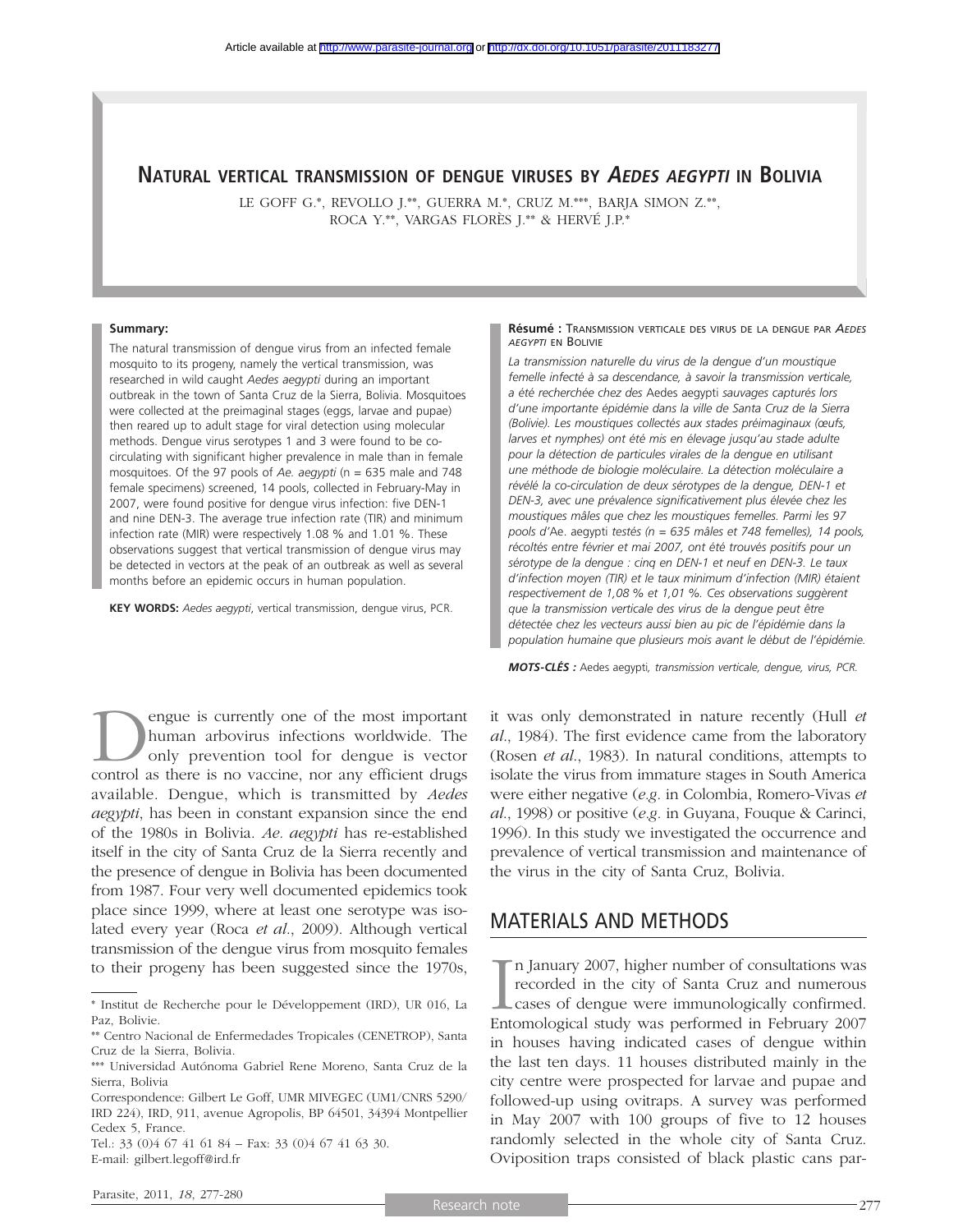# Natural vertical transmission of dengue viruses by *Aedes aegypti* in Bolivia

LE GOFF G.*, REVOLLO J.**, GUERRA M.*, CRUZ M.***, BARJA SIMON Z.**, ROCA Y.**, VARGAS FLORÈS J.** & HERVÉ J.P.*

**Summary:**

The natural transmission of dengue virus from an infected female mosquito to its progeny, namely the vertical transmission, was researched in wild caught *Aedes aegypti* during an important outbreak in the town of Santa Cruz de la Sierra, Bolivia. Mosquitoes were collected at the preimaginal stages (eggs, larvae and pupae) then reared up to adult stage for viral detection using molecular methods. Dengue virus serotypes 1 and 3 were found to be co-circulating with significant higher prevalence in male than in female mosquitoes. Of the 97 pools of *Ae. aegypti* (n = 635 male and 748 female specimens) screened, 14 pools, collected in February-May in 2007, were found positive for dengue virus infection: five DEN-1 and nine DEN-3. The average true infection rate (TIR) and minimum infection rate (MIR) were respectively 1.08 % and 1.01 %. These observations suggest that vertical transmission of dengue virus may be detected in vectors at the peak of an outbreak as well as several months before an epidemic occurs in human population.

**KEY WORDS:** *Aedes aegypti*, vertical transmission, dengue virus, PCR.

**Résumé :** Transmission verticale des virus de la dengue par *Aedes aegypti* en Bolivie

*La transmission naturelle du virus de la dengue d'un moustique femelle infecté à sa descendance, à savoir la transmission verticale, a été recherchée chez des* Aedes aegypti *sauvages capturés lors d'une importante épidémie dans la ville de Santa Cruz de la Sierra (Bolivie). Les moustiques collectés aux stades préimaginaux (œufs, larves et nymphes) ont été mis en élevage jusqu'au stade adulte pour la détection de particules virales de la dengue en utilisant une méthode de biologie moléculaire. La détection moléculaire a révélé la co-circulation de deux sérotypes de la dengue, DEN-1 et DEN-3, avec une prévalence significativement plus élevée chez les moustiques mâles que chez les moustiques femelles. Parmi les 97 pools d'*Ae. aegypti *testés (n = 635 mâles et 748 femelles), 14 pools, récoltés entre février et mai 2007, ont été trouvés positifs pour un sérotype de la dengue : cinq en DEN-1 et neuf en DEN-3. Le taux d'infection moyen (TIR) et le taux minimum d'infection (MIR) étaient respectivement de 1,08 % et 1,01 %. Ces observations suggèrent que la transmission verticale des virus de la dengue peut être détectée chez les vecteurs aussi bien au pic de l'épidémie dans la population humaine que plusieurs mois avant le début de l'épidémie.*

***MOTS-CLÉS :*** Aedes aegypti*, transmission verticale, dengue, virus, PCR.*

Dengue is currently one of the most important human arbovirus infections worldwide. The only prevention tool for dengue is vector control as there is no vaccine, nor any efficient drugs available. Dengue, which is transmitted by *Aedes aegypti*, has been in constant expansion since the end of the 1980s in Bolivia. *Ae. aegypti* has re-established itself in the city of Santa Cruz de la Sierra recently and the presence of dengue in Bolivia has been documented from 1987. Four very well documented epidemics took place since 1999, where at least one serotype was isolated every year (Roca *et al.*, 2009). Although vertical transmission of the dengue virus from mosquito females to their progeny has been suggested since the 1970s, it was only demonstrated in nature recently (Hull *et al.*, 1984). The first evidence came from the laboratory (Rosen *et al.*, 1983). In natural conditions, attempts to isolate the virus from immature stages in South America were either negative (*e.g.* in Colombia, Romero-Vivas *et al.*, 1998) or positive (*e.g.* in Guyana, Fouque & Carinci, 1996). In this study we investigated the occurrence and prevalence of vertical transmission and maintenance of the virus in the city of Santa Cruz, Bolivia.

## MATERIALS AND METHODS

In January 2007, higher number of consultations was recorded in the city of Santa Cruz and numerous cases of dengue were immunologically confirmed. Entomological study was performed in February 2007 in houses having indicated cases of dengue within the last ten days. 11 houses distributed mainly in the city centre were prospected for larvae and pupae and followed-up using ovitraps. A survey was performed in May 2007 with 100 groups of five to 12 houses randomly selected in the whole city of Santa Cruz. Oviposition traps consisted of black plastic cans par-

\* Institut de Recherche pour le Développement (IRD), UR 016, La Paz, Bolivie.

\*\* Centro Nacional de Enfermedades Tropicales (CENETROP), Santa Cruz de la Sierra, Bolivia.

\*\*\* Universidad Autónoma Gabriel Rene Moreno, Santa Cruz de la Sierra, Bolivia

Correspondence: Gilbert Le Goff, UMR MIVEGEC (UM1/CNRS 5290/IRD 224), IRD, 911, avenue Agropolis, BP 64501, 34394 Montpellier Cedex 5, France.

Tel.: 33 (0)4 67 41 61 84 – Fax: 33 (0)4 67 41 63 30.

E-mail: gilbert.legoff@ird.fr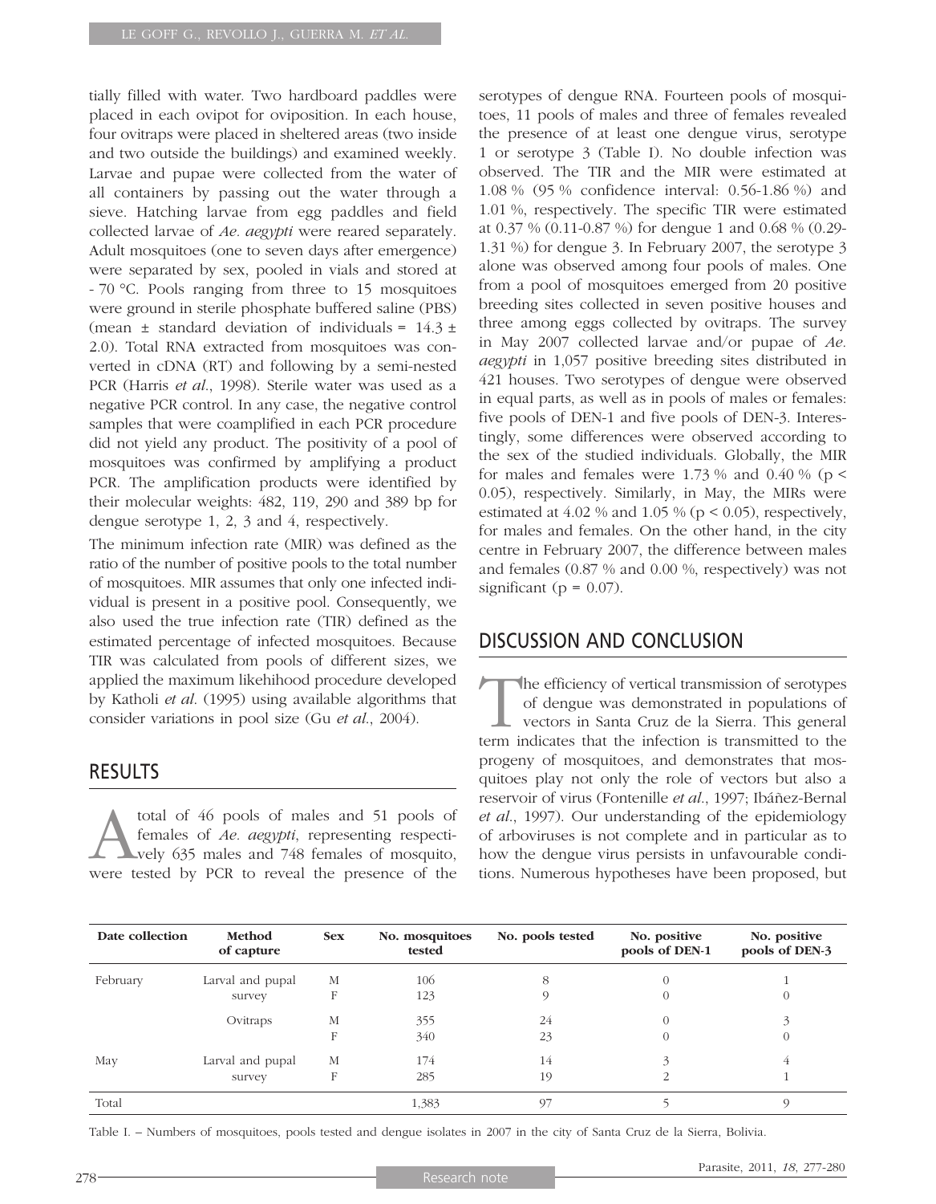tially filled with water. Two hardboard paddles were placed in each ovipot for oviposition. In each house, four ovitraps were placed in sheltered areas (two inside and two outside the buildings) and examined weekly. Larvae and pupae were collected from the water of all containers by passing out the water through a sieve. Hatching larvae from egg paddles and field collected larvae of *Ae. aegypti* were reared separately. Adult mosquitoes (one to seven days after emergence) were separated by sex, pooled in vials and stored at - 70 °C. Pools ranging from three to 15 mosquitoes were ground in sterile phosphate buffered saline (PBS) (mean ± standard deviation of individuals = 14.3 ± 2.0). Total RNA extracted from mosquitoes was converted in cDNA (RT) and following by a semi-nested PCR (Harris *et al.*, 1998). Sterile water was used as a negative PCR control. In any case, the negative control samples that were coamplified in each PCR procedure did not yield any product. The positivity of a pool of mosquitoes was confirmed by amplifying a product PCR. The amplification products were identified by their molecular weights: 482, 119, 290 and 389 bp for dengue serotype 1, 2, 3 and 4, respectively.

The minimum infection rate (MIR) was defined as the ratio of the number of positive pools to the total number of mosquitoes. MIR assumes that only one infected individual is present in a positive pool. Consequently, we also used the true infection rate (TIR) defined as the estimated percentage of infected mosquitoes. Because TIR was calculated from pools of different sizes, we applied the maximum likehihood procedure developed by Katholi *et al.* (1995) using available algorithms that consider variations in pool size (Gu *et al.*, 2004).

## RESULTS

A total of 46 pools of males and 51 pools of females of *Ae. aegypti*, representing respectively 635 males and 748 females of mosquito, were tested by PCR to reveal the presence of the serotypes of dengue RNA. Fourteen pools of mosquitoes, 11 pools of males and three of females revealed the presence of at least one dengue virus, serotype 1 or serotype 3 (Table I). No double infection was observed. The TIR and the MIR were estimated at 1.08 % (95 % confidence interval: 0.56-1.86 %) and 1.01 %, respectively. The specific TIR were estimated at 0.37 % (0.11-0.87 %) for dengue 1 and 0.68 % (0.29-1.31 %) for dengue 3. In February 2007, the serotype 3 alone was observed among four pools of males. One from a pool of mosquitoes emerged from 20 positive breeding sites collected in seven positive houses and three among eggs collected by ovitraps. The survey in May 2007 collected larvae and/or pupae of *Ae. aegypti* in 1,057 positive breeding sites distributed in 421 houses. Two serotypes of dengue were observed in equal parts, as well as in pools of males or females: five pools of DEN-1 and five pools of DEN-3. Interestingly, some differences were observed according to the sex of the studied individuals. Globally, the MIR for males and females were 1.73 % and 0.40 % ($p < 0.05$), respectively. Similarly, in May, the MIRs were estimated at 4.02 % and 1.05 % ($p < 0.05$), respectively, for males and females. On the other hand, in the city centre in February 2007, the difference between males and females (0.87 % and 0.00 %, respectively) was not significant ($p = 0.07$).

## DISCUSSION AND CONCLUSION

The efficiency of vertical transmission of serotypes of dengue was demonstrated in populations of vectors in Santa Cruz de la Sierra. This general term indicates that the infection is transmitted to the progeny of mosquitoes, and demonstrates that mosquitoes play not only the role of vectors but also a reservoir of virus (Fontenille *et al.*, 1997; Ibáñez-Bernal *et al.*, 1997). Our understanding of the epidemiology of arboviruses is not complete and in particular as to how the dengue virus persists in unfavourable conditions. Numerous hypotheses have been proposed, but

| Date collection | Method of capture | Sex | No. mosquitoes tested | No. pools tested | No. positive pools of DEN-1 | No. positive pools of DEN-3 |
|---|---|---|---|---|---|---|
| February | Larval and pupal survey | M | 106 | 8 | 0 | 1 |
| | | F | 123 | 9 | 0 | 0 |
| | Ovitraps | M | 355 | 24 | 0 | 3 |
| | | F | 340 | 23 | 0 | 0 |
| May | Larval and pupal survey | M | 174 | 14 | 3 | 4 |
| | | F | 285 | 19 | 2 | 1 |
| Total | | | 1,383 | 97 | 5 | 9 |

Table I. – Numbers of mosquitoes, pools tested and dengue isolates in 2007 in the city of Santa Cruz de la Sierra, Bolivia.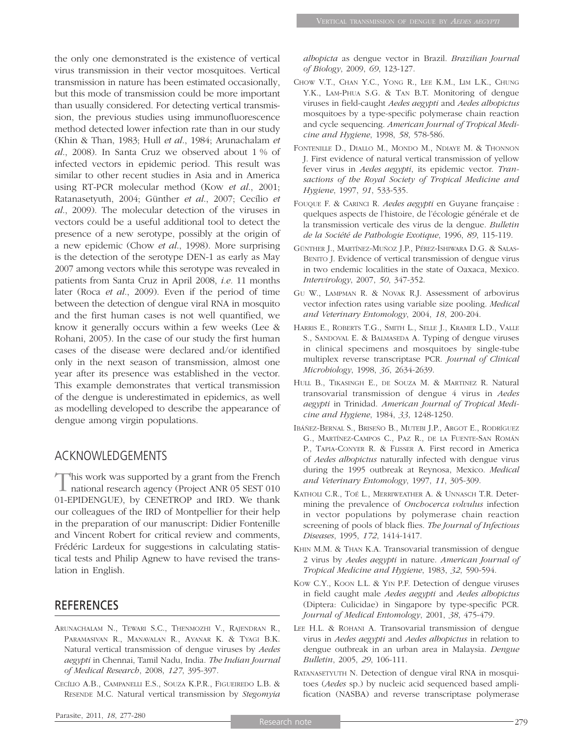the only one demonstrated is the existence of vertical virus transmission in their vector mosquitoes. Vertical transmission in nature has been estimated occasionally, but this mode of transmission could be more important than usually considered. For detecting vertical transmission, the previous studies using immunofluorescence method detected lower infection rate than in our study (Khin & Than, 1983; Hull *et al*., 1984; Arunachalam *et al*., 2008). In Santa Cruz we observed about 1 % of infected vectors in epidemic period. This result was similar to other recent studies in Asia and in America using RT-PCR molecular method (Kow *et al*., 2001; Ratanasetyuth, 2004; Günther *et al*., 2007; Cecílio *et al*., 2009). The molecular detection of the viruses in vectors could be a useful additional tool to detect the presence of a new serotype, possibly at the origin of a new epidemic (Chow *et al*., 1998). More surprising is the detection of the serotype DEN-1 as early as May 2007 among vectors while this serotype was revealed in patients from Santa Cruz in April 2008, *i.e.* 11 months later (Roca *et al*., 2009). Even if the period of time between the detection of dengue viral RNA in mosquito and the first human cases is not well quantified, we know it generally occurs within a few weeks (Lee & Rohani, 2005). In the case of our study the first human cases of the disease were declared and/or identified only in the next season of transmission, almost one year after its presence was established in the vector. This example demonstrates that vertical transmission of the dengue is underestimated in epidemics, as well as modelling developed to describe the appearance of dengue among virgin populations.

## ACKNOWLEDGEMENTS

This work was supported by a grant from the French national research agency (Project ANR 05 SEST 010 01-EPIDENGUE), by CENETROP and IRD. We thank our colleagues of the IRD of Montpellier for their help in the preparation of our manuscript: Didier Fontenille and Vincent Robert for critical review and comments, Frédéric Lardeux for suggestions in calculating statistical tests and Philip Agnew to have revised the translation in English.

## REFERENCES

Arunachalam N., Tewari S.C., Thenmozhi V., Rajendran R., Paramasivan R., Manavalan R., Ayanar K. & Tyagi B.K. Natural vertical transmission of dengue viruses by *Aedes aegypti* in Chennai, Tamil Nadu, India. *The Indian Journal of Medical Research*, 2008, *127*, 395-397.

Cecílio A.B., Campanelli E.S., Souza K.P.R., Figueiredo L.B. & Resende M.C. Natural vertical transmission by *Stegomyia albopicta* as dengue vector in Brazil. *Brazilian Journal of Biology*, 2009, *69*, 123-127.

Chow V.T., Chan Y.C., Yong R., Lee K.M., Lim L.K., Chung Y.K., Lam-Phua S.G. & Tan B.T. Monitoring of dengue viruses in field-caught *Aedes aegypti* and *Aedes albopictus* mosquitoes by a type-specific polymerase chain reaction and cycle sequencing. *American Journal of Tropical Medicine and Hygiene*, 1998, *58*, 578-586.

Fontenille D., Diallo M., Mondo M., Ndiaye M. & Thonnon J. First evidence of natural vertical transmission of yellow fever virus in *Aedes aegypti*, its epidemic vector. *Transactions of the Royal Society of Tropical Medicine and Hygiene*, 1997, *91*, 533-535.

Fouque F. & Carinci R. *Aedes aegypti* en Guyane française : quelques aspects de l'histoire, de l'écologie générale et de la transmission verticale des virus de la dengue. *Bulletin de la Société de Pathologie Exotique*, 1996, *89*, 115-119.

Günther J., Martínez-Muñoz J.P., Pérez-Ishiwara D.G. & Salas-Benito J. Evidence of vertical transmission of dengue virus in two endemic localities in the state of Oaxaca, Mexico. *Intervirology*, 2007, *50*, 347-352.

Gu W., Lampman R. & Novak R.J. Assessment of arbovirus vector infection rates using variable size pooling. *Medical and Veterinary Entomology*, 2004, *18*, 200-204.

Harris E., Roberts T.G., Smith L., Selle J., Kramer L.D., Valle S., Sandoval E. & Balmaseda A. Typing of dengue viruses in clinical specimens and mosquitoes by single-tube multiplex reverse transcriptase PCR. *Journal of Clinical Microbiology*, 1998, *36*, 2634-2639.

Hull B., Tikasingh E., de Souza M. & Martinez R. Natural transovarial transmission of dengue 4 virus in *Aedes aegypti* in Trinidad. *American Journal of Tropical Medicine and Hygiene*, 1984, *33*, 1248-1250.

Ibáñez-Bernal S., Briseño B., Mutebi J.P., Argot E., Rodríguez G., Martínez-Campos C., Paz R., de la Fuente-San Román P., Tapia-Conyer R. & Flisser A. First record in America of *Aedes albopictus* naturally infected with dengue virus during the 1995 outbreak at Reynosa, Mexico. *Medical and Veterinary Entomology*, 1997, *11*, 305-309.

Katholi C.R., Toé L., Merriweather A. & Unnasch T.R. Determining the prevalence of *Onchocerca volvulus* infection in vector populations by polymerase chain reaction screening of pools of black flies. *The Journal of Infectious Diseases*, 1995, *172*, 1414-1417.

Khin M.M. & Than K.A. Transovarial transmission of dengue 2 virus by *Aedes aegypti* in nature. *American Journal of Tropical Medicine and Hygiene*, 1983, *32*, 590-594.

Kow C.Y., Koon L.L. & Yin P.F. Detection of dengue viruses in field caught male *Aedes aegypti* and *Aedes albopictus* (Diptera: Culicidae) in Singapore by type-specific PCR. *Journal of Medical Entomology*, 2001, *38*, 475-479.

Lee H.L. & Rohani A. Transovarial transmission of dengue virus in *Aedes aegypti* and *Aedes albopictus* in relation to dengue outbreak in an urban area in Malaysia. *Dengue Bulletin*, 2005, *29*, 106-111.

Ratanasetyuth N. Detection of dengue viral RNA in mosquitoes (*Aedes* sp.) by nucleic acid sequenced based amplification (NASBA) and reverse transcriptase polymerase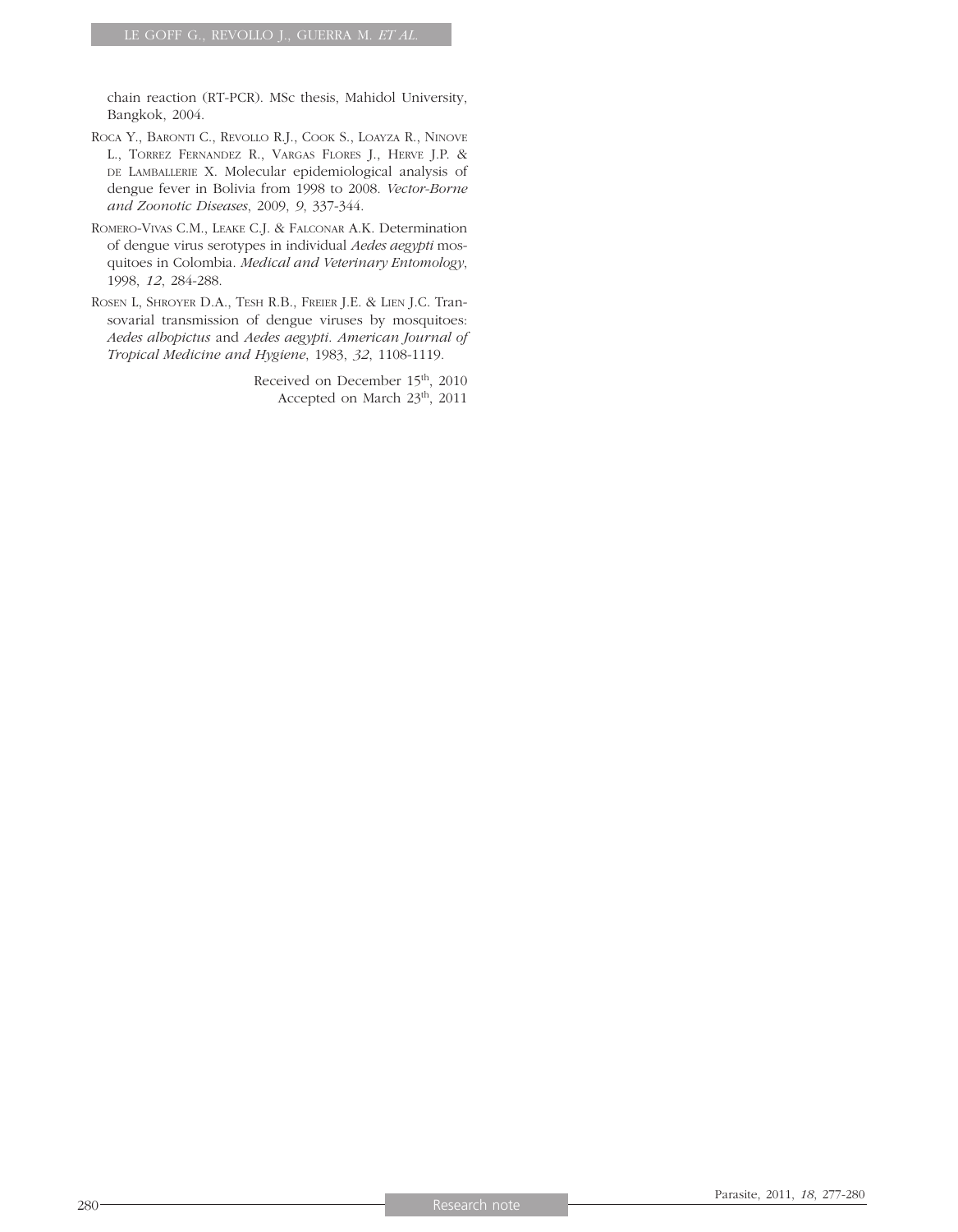chain reaction (RT-PCR). MSc thesis, Mahidol University, Bangkok, 2004.

Roca Y., Baronti C., Revollo R.J., Cook S., Loayza R., Ninove L., Torrez Fernandez R., Vargas Flores J., Herve J.P. & de Lamballerie X. Molecular epidemiological analysis of dengue fever in Bolivia from 1998 to 2008. *Vector-Borne and Zoonotic Diseases*, 2009, *9*, 337-344.

Romero-Vivas C.M., Leake C.J. & Falconar A.K. Determination of dengue virus serotypes in individual *Aedes aegypti* mosquitoes in Colombia. *Medical and Veterinary Entomology*, 1998, *12*, 284-288.

Rosen L, Shroyer D.A., Tesh R.B., Freier J.E. & Lien J.C. Transovarial transmission of dengue viruses by mosquitoes: *Aedes albopictus* and *Aedes aegypti*. *American Journal of Tropical Medicine and Hygiene*, 1983, *32*, 1108-1119.

Received on December 15th, 2010
Accepted on March 23th, 2011